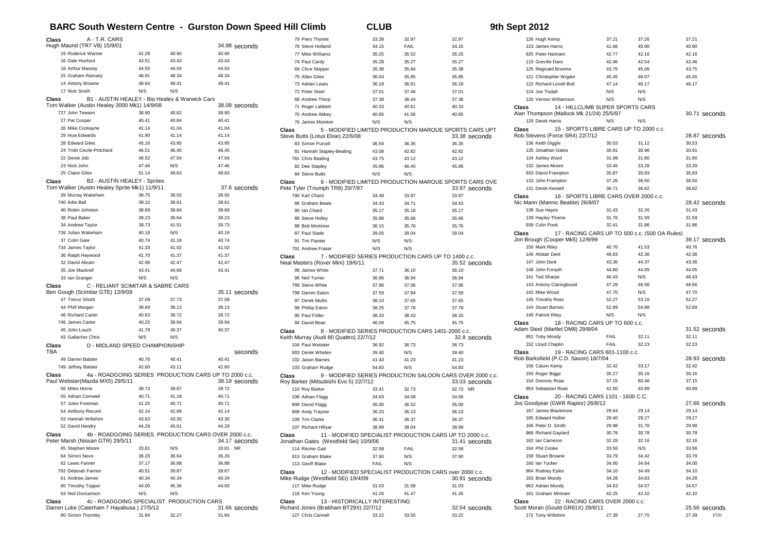# BARC South Western Centre - Gurston Down Speed Hill Climb

**CLUB**

**9th Sept 2012**

**Class A - T.R. CARS**
Hugh Maund (TR7 V8) 15/9/01 — 34.98 seconds

| No. | Driver | Run 1 | Run 2 | Best |
|---|---|---|---|---|
| 19 | Roderick Warner | 41.28 | 40.90 | 40.90 |
| 16 | Dale Huxford | 43.51 | 43.43 | 43.43 |
| 18 | Arthur Massey | 44.55 | 44.54 | 44.54 |
| 15 | Graham Ramsey | 48.91 | 48.34 | 48.34 |
| 14 | Antony Browne | 48.64 | 48.41 | 48.41 |
| 17 | Nick Smith | N/S | N/S | |

**Class B1 - AUSTIN HEALEY - Big Healey & Warwick Cars**
Tom Walker (Austin Healey 3000 Mk1) 14/9/08 — 38.08 seconds

| No. | Driver | Run 1 | Run 2 | Best |
|---|---|---|---|---|
| 727 | John Tewson | 38.90 | 40.62 | 38.90 |
| 27 | Pat Cooper | 40.41 | 40.84 | 40.41 |
| 26 | Mike Cockayne | 41.14 | 41.04 | 41.04 |
| 29 | Huw Edwards | 41.90 | 41.14 | 41.14 |
| 28 | Edward Giles | 45.16 | 43.95 | 43.95 |
| 24 | Trish Cecile-Pritchard | 46.51 | 46.45 | 46.45 |
| 22 | Derek Job | 48.52 | 47.04 | 47.04 |
| 23 | Nick John | 47.46 | N/S | 47.46 |
| 25 | Claire Giles | 51.14 | 49.63 | 49.63 |

**Class B2 - AUSTIN HEALEY - Sprites**
Tom Walker (Austin Healey Sprite Mk1) 11/9/11 — 37.6 seconds

| No. | Driver | Run 1 | Run 2 | Best |
|---|---|---|---|---|
| 39 | Murray Wakeham | 38.75 | 38.50 | 38.50 |
| 740 | Adie Ball | 39.10 | 38.61 | 38.61 |
| 40 | Robin Johnson | 38.69 | 38.84 | 38.69 |
| 38 | Paul Baker | 39.23 | 39.64 | 39.23 |
| 34 | Andrew Taylor | 39.73 | 41.51 | 39.73 |
| 739 | Julian Wakeham | 40.18 | N/S | 40.18 |
| 37 | Colin Gale | 40.74 | 41.18 | 40.74 |
| 734 | James Taylor | 41.33 | 41.02 | 41.02 |
| 36 | Ralph Haywood | 41.70 | 41.37 | 41.37 |
| 32 | David Abram | 42.96 | 42.47 | 42.47 |
| 35 | Joe Mackrell | 43.41 | 44.68 | 43.41 |
| 33 | Ian Granger | N/S | N/S | |

**Class C - RELIANT SCIMITAR & SABRE CARS**
Ben Gough (Scimitar GTE) 13/9/09 — 35.11 seconds

| No. | Driver | Run 1 | Run 2 | Best |
|---|---|---|---|---|
| 47 | Trevor Shortt | 37.09 | 37.73 | 37.09 |
| 44 | Phill Morgan | 39.69 | 39.13 | 39.13 |
| 46 | Richard Carter | 40.63 | 39.72 | 39.72 |
| 746 | James Carter | 40.25 | 39.94 | 39.94 |
| 45 | John Louch | 41.79 | 40.37 | 40.37 |
| 43 | Gallacher Chris | N/S | N/S | |

**Class D - MIDLAND SPEED CHAMPIONSHIP**
TBA — seconds

| No. | Driver | Run 1 | Run 2 | Best |
|---|---|---|---|---|
| 49 | Darren Balster | 40.76 | 40.41 | 40.41 |
| 749 | Jeffrey Balster | 42.60 | 43.11 | 42.60 |

**Class 4a - ROADGOING SERIES PRODUCTION CARS UP TO 2000 c.c.**
Paul Webster(Mazda MX5) 29/5/11 — 38.19 seconds

| No. | Driver | Run 1 | Run 2 | Best |
|---|---|---|---|---|
| 56 | Miles Horne | 39.72 | 39.87 | 39.72 |
| 55 | Adrian Cornwell | 40.71 | 41.18 | 40.71 |
| 57 | Jules Freeman | 41.25 | 40.71 | 40.71 |
| 54 | Anthony Record | 42.14 | 42.89 | 42.14 |
| 53 | Hannah Wiltshire | 43.63 | 43.30 | 43.30 |
| 52 | David Hendry | 44.29 | 45.01 | 44.29 |

**Class 4b - ROADGOING SERIES PRODUCTION CARS OVER 2000 c.c.**
Peter Marsh (Nissan GTR) 29/5/11 — 34.17 seconds

| No. | Driver | Run 1 | Run 2 | Best |
|---|---|---|---|---|
| 65 | Stephen Moore | 33.81 | N/S | 33.81 NR |
| 64 | Simon Neve | 36.20 | 36.64 | 36.20 |
| 62 | Lewis Fanner | 37.17 | 36.88 | 36.88 |
| 762 | Deborah Fanner | 40.51 | 39.87 | 39.87 |
| 61 | Andrew James | 40.34 | 40.34 | 40.34 |
| 60 | Timothy Topper | 44.00 | 45.36 | 44.00 |
| 63 | Neil Duncanson | N/S | N/S | |

**Class 4c - ROADGOING SPECIALIST PRODUCTION CARS**
Darren Luke (Caterham 7 Hayabusa ) 27/5/12 — 31.66 seconds

| No. | Driver | Run 1 | Run 2 | Best |
|---|---|---|---|---|
| 80 | Simon Thornley | 31.84 | 32.27 | 31.84 |
| 79 | Piers Thynne | 33.39 | 32.97 | 32.97 |
| 78 | Steve Holland | 34.15 | FAIL | 34.15 |
| 77 | Mike Williams | 35.25 | 35.52 | 35.25 |
| 74 | Paul Cardy | 35.28 | 35.27 | 35.27 |
| 69 | Clive Skipper | 35.38 | 35.84 | 35.38 |
| 75 | Allan Giles | 36.04 | 35.85 | 35.85 |
| 73 | Adrian Lewis | 36.18 | 36.61 | 36.18 |
| 72 | Peter Steel | 37.01 | 37.46 | 37.01 |
| 68 | Andrew Thorp | 37.38 | 38.44 | 37.38 |
| 71 | Roger Labbett | 40.33 | 40.61 | 40.33 |
| 70 | Andrew Abbey | 40.85 | 41.56 | 40.85 |
| 76 | James Moreton | N/S | N/S | |

**Class 5 - MODIFIED LIMITED PRODUCTION MARQUE SPORTS CARS UPT**
Steve Butts (Lotus Elise) 22/6/08 — 33.38 seconds

| No. | Driver | Run 1 | Run 2 | Best |
|---|---|---|---|---|
| 83 | Simon Purcell | 36.54 | 36.35 | 36.35 |
| 81 | Hannah Stapley-Bealing | 43.08 | 42.82 | 42.82 |
| 781 | Chris Bealing | 43.75 | 43.12 | 43.12 |
| 82 | Dee Stapley | 45.86 | 46.40 | 45.86 |
| 84 | Steve Butts | N/S | N/S | |

**Class 6 - MODIFIED LIMITED PRODUCTION MARQUE SPORTS CARS OVE**
Pete Tyler (Triumph TR8) 20/7/97 — 33.97 seconds

| No. | Driver | Run 1 | Run 2 | Best |
|---|---|---|---|---|
| 790 | Karl Chard | 34.48 | 33.97 | 33.97 |
| 86 | Graham Beale | 34.43 | 34.71 | 34.43 |
| 90 | Ian Chard | 35.17 | 35.18 | 35.17 |
| 89 | Steve Holley | 35.88 | 35.66 | 35.66 |
| 88 | Bob Mortimer | 36.15 | 35.76 | 35.76 |
| 87 | Paul Slade | 39.05 | 39.04 | 39.04 |
| 91 | Tim Painter | N/S | N/S | |
| 791 | Andrew Fraser | N/S | N/S | |

**Class 7 - MODIFIED SERIES PRODUCTION CARS UP TO 1400 c.c.**
Neal Masters (Rover Mini) 19/6/11 — 35.52 seconds

| No. | Driver | Run 1 | Run 2 | Best |
|---|---|---|---|---|
| 99 | James White | 37.71 | 36.10 | 36.10 |
| 96 | Neil Turner | 36.96 | 36.94 | 36.94 |
| 799 | Steve White | 37.96 | 37.06 | 37.06 |
| 798 | Darren Eaton | 37.59 | 37.94 | 37.59 |
| 97 | Derek Mullis | 38.10 | 37.65 | 37.65 |
| 98 | Phillip Eaton | 38.25 | 37.78 | 37.78 |
| 95 | Paul Fidler | 38.33 | 38.43 | 38.33 |
| 94 | David Bean | 46.09 | 45.75 | 45.75 |

**Class 8 - MODIFIED SERIES PRODUCTION CARS 1401-2000 c.c.**
Keith Murray (Audi 80 Quattro) 22/7/12 — 32.8 seconds

| No. | Driver | Run 1 | Run 2 | Best |
|---|---|---|---|---|
| 104 | Paul Webster | 36.92 | 36.73 | 36.73 |
| 903 | Derek Wheten | 39.40 | N/S | 39.40 |
| 102 | Jason Barnes | 41.43 | 41.23 | 41.23 |
| 103 | Graham Rudge | 54.83 | N/S | 54.83 |

**Class 9 - MODIFIED SERIES PRODUCTION SALOON CARS OVER 2000 c.c.**
Roy Barker (Mitsubishi Evo 5) 22/7/12 — 33.03 seconds

| No. | Driver | Run 1 | Run 2 | Best |
|---|---|---|---|---|
| 110 | Roy Barker | 33.41 | 32.73 | 32.73 NR |
| 108 | Adrian Flagg | 34.63 | 34.58 | 34.58 |
| 908 | David Flagg | 35.00 | 36.52 | 35.00 |
| 909 | Andy Trayner | 36.20 | 36.13 | 36.13 |
| 109 | Tim Clarke | 36.41 | 36.37 | 36.37 |
| 107 | Richard Hillyar | 38.99 | 39.04 | 38.99 |

**Class 11 - MODIFIED SPECIALIST PRODUCTION CARS UP TO 2000 c.c.**
Jonathan Gates (Westfield Sei) 10/9/06 — 31.41 seconds

| No. | Driver | Run 1 | Run 2 | Best |
|---|---|---|---|---|
| 114 | Ritchie Gatt | 32.58 | FAIL | 32.58 |
| 913 | Graham Blake | 37.90 | N/S | 37.90 |
| 113 | Geoff Blake | FAIL | N/S | |

**Class 12 - MODIFIED SPECIALIST PRODUCTION CARS over 2000 c.c.**
Mike Rudge (Westfield SEi) 19/4/09 — 30.91 seconds

| No. | Driver | Run 1 | Run 2 | Best |
|---|---|---|---|---|
| 117 | Mike Rudge | 31.03 | 31.58 | 31.03 |
| 116 | Ken Young | 41.26 | 41.47 | 41.26 |

**Class 13 - HISTORICALLY INTERESTING**
Richard Jones (Brabham BT29X) 22/7/12 — 32.54 seconds

| No. | Driver | Run 1 | Run 2 | Best |
|---|---|---|---|---|
| 127 | Chris Cannell | 33.22 | 33.55 | 33.22 |
| 126 | Hugh Kemp | 37.21 | 37.26 | 37.21 |
| 123 | James Harris | 41.66 | 40.90 | 40.90 |
| 925 | Peter Hannam | 42.77 | 42.16 | 42.16 |
| 119 | Greville Dare | 42.46 | 42.54 | 42.46 |
| 125 | Reginald Broome | 43.75 | 45.06 | 43.75 |
| 121 | Christopher Wigdor | 45.45 | 46.07 | 45.45 |
| 122 | Richard Lovell-Butt | 47.14 | 46.17 | 46.17 |
| 124 | Joe Tisdall | N/S | N/S | |
| 120 | Vernon Williamson | N/S | N/S | |

**Class 14 - HILLCLIMB SUPER SPORTS CARS**
Alan Thompson (Mallock Mk 21/24) 25/5/97 — 30.71 seconds

| No. | Driver | Run 1 | Run 2 | Best |
|---|---|---|---|---|
| 129 | Derek Harris | N/S | N/S | |

**Class 15 - SPORTS LIBRE CARS UP TO 2000 c.c.**
Rob Stevens (Force SR4) 22/7/12 — 28.87 seconds

| No. | Driver | Run 1 | Run 2 | Best |
|---|---|---|---|---|
| 136 | Keith Diggle | 30.53 | 31.12 | 30.53 |
| 135 | Jonathan Gates | 30.91 | 30.96 | 30.91 |
| 134 | Ashley Ward | 31.98 | 31.80 | 31.80 |
| 132 | James Moore | 33.45 | 33.28 | 33.28 |
| 933 | David Frampton | 35.87 | 35.83 | 35.83 |
| 133 | John Frampton | 37.26 | 36.50 | 36.50 |
| 131 | Derek Kessell | 36.71 | 36.62 | 36.62 |

**Class 16 - SPORTS LIBRE CARS OVER 2000 c.c.**
Nic Mann (Mannic Beattie) 26/8/07 — 28.42 seconds

| No. | Driver | Run 1 | Run 2 | Best |
|---|---|---|---|---|
| 138 | Sue Hayes | 31.43 | 32.26 | 31.43 |
| 139 | Hayley Thorne | 31.76 | 31.59 | 31.59 |
| 939 | Colin Pook | 32.41 | 31.86 | 31.86 |

**Class 17 - RACING CARS UP TO 500 c.c. (500 OA Rules)**
Jon Brough (Cooper Mk5) 12/9/99 — 39.17 seconds

| No. | Driver | Run 1 | Run 2 | Best |
|---|---|---|---|---|
| 150 | Mark Riley | 40.76 | 41.53 | 40.76 |
| 146 | Alistair Dent | 48.63 | 42.36 | 42.36 |
| 147 | John Dent | 43.36 | 44.37 | 43.36 |
| 148 | John Forsyth | 44.80 | 44.05 | 44.05 |
| 141 | Ted Sharpe | 46.43 | N/S | 46.43 |
| 143 | Antony Claringbould | 47.29 | 46.56 | 46.56 |
| 142 | Mike Wood | 47.70 | N/S | 47.70 |
| 145 | Timothy Ross | 52.27 | 53.16 | 52.27 |
| 144 | Stuart Barnes | 52.89 | 54.88 | 52.89 |
| 149 | Patrick Riley | N/S | N/S | |

**Class 18 - RACING CARS UP TO 600 c.c.**
Adam Steel (Martlet DM8) 29/8/04 — 31.52 seconds

| No. | Driver | Run 1 | Run 2 | Best |
|---|---|---|---|---|
| 952 | Toby Moody | FAIL | 32.11 | 32.11 |
| 152 | Lloyd Chaplin | FAIL | 32.23 | 32.23 |

**Class 19 - RACING CARS 601-1100 c.c.**
Rob Barksfield (P.C.D. Saxon) 18/7/04 — 28.93 seconds

| No. | Driver | Run 1 | Run 2 | Best |
|---|---|---|---|---|
| 156 | Calum Kemp | 32.42 | 33.17 | 32.42 |
| 155 | Roger Biggs | 35.27 | 35.16 | 35.16 |
| 154 | Dominic Rose | 37.15 | 60.46 | 37.15 |
| 954 | Sebastian Rose | 42.50 | 40.89 | 40.89 |

**Class 20 - RACING CARS 1101 - 1600 C.C.**
Jos Goodyear (GWR Raptor) 26/8/12 — 27.66 seconds

| No. | Driver | Run 1 | Run 2 | Best |
|---|---|---|---|---|
| 167 | James Blackmore | 29.64 | 29.14 | 29.14 |
| 165 | Edward Hollier | 29.40 | 29.27 | 29.27 |
| 166 | Peter D. Smith | 29.98 | 31.78 | 29.98 |
| 966 | Richard Gaylard | 30.78 | 30.78 | 30.78 |
| 162 | Ian Cameron | 32.29 | 32.16 | 32.16 |
| 164 | Phil Cooke | 33.56 | N/S | 33.56 |
| 158 | Stuart Browne | 33.79 | 34.42 | 33.79 |
| 160 | Ian Tucker | 34.00 | 34.64 | 34.00 |
| 964 | Rodney Eyles | 34.10 | 34.49 | 34.10 |
| 163 | Brian Moody | 34.28 | 34.63 | 34.28 |
| 963 | Adrian Moody | 34.63 | 34.57 | 34.57 |
| 161 | Graham Mintram | 42.25 | 42.10 | 42.10 |

**Class 22 - RACING CARS OVER 2000 c.c.**
Scott Moran (Gould GR61X) 28/8/11 — 25.56 seconds

| No. | Driver | Run 1 | Run 2 | Best |
|---|---|---|---|---|
| 172 | Tony Wiltshire | 27.39 | 27.75 | 27.39 FTD |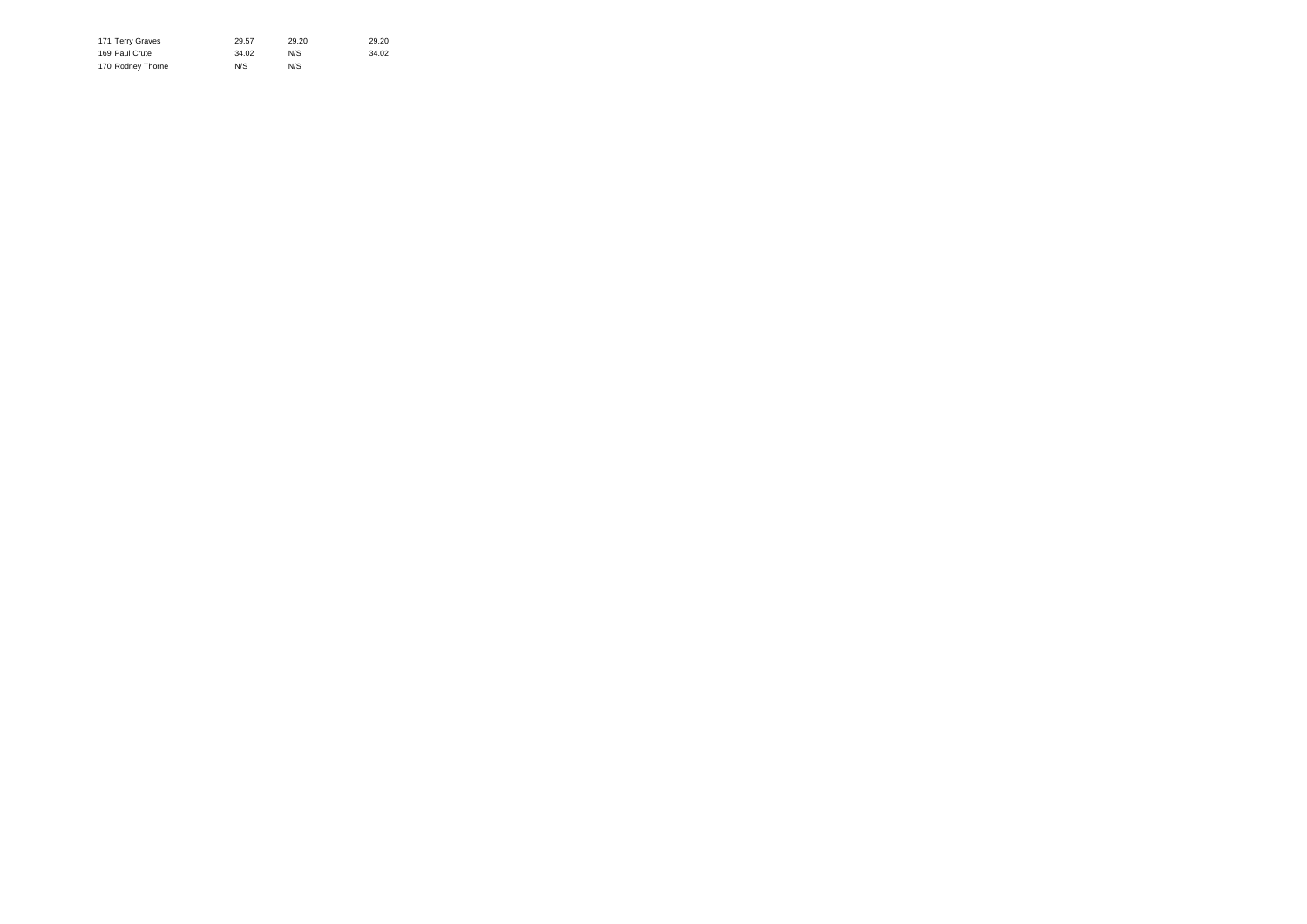| | | | |
|---|---|---|---|
| 171 Terry Graves | 29.57 | 29.20 | 29.20 |
| 169 Paul Crute | 34.02 | N/S | 34.02 |
| 170 Rodney Thorne | N/S | N/S | |